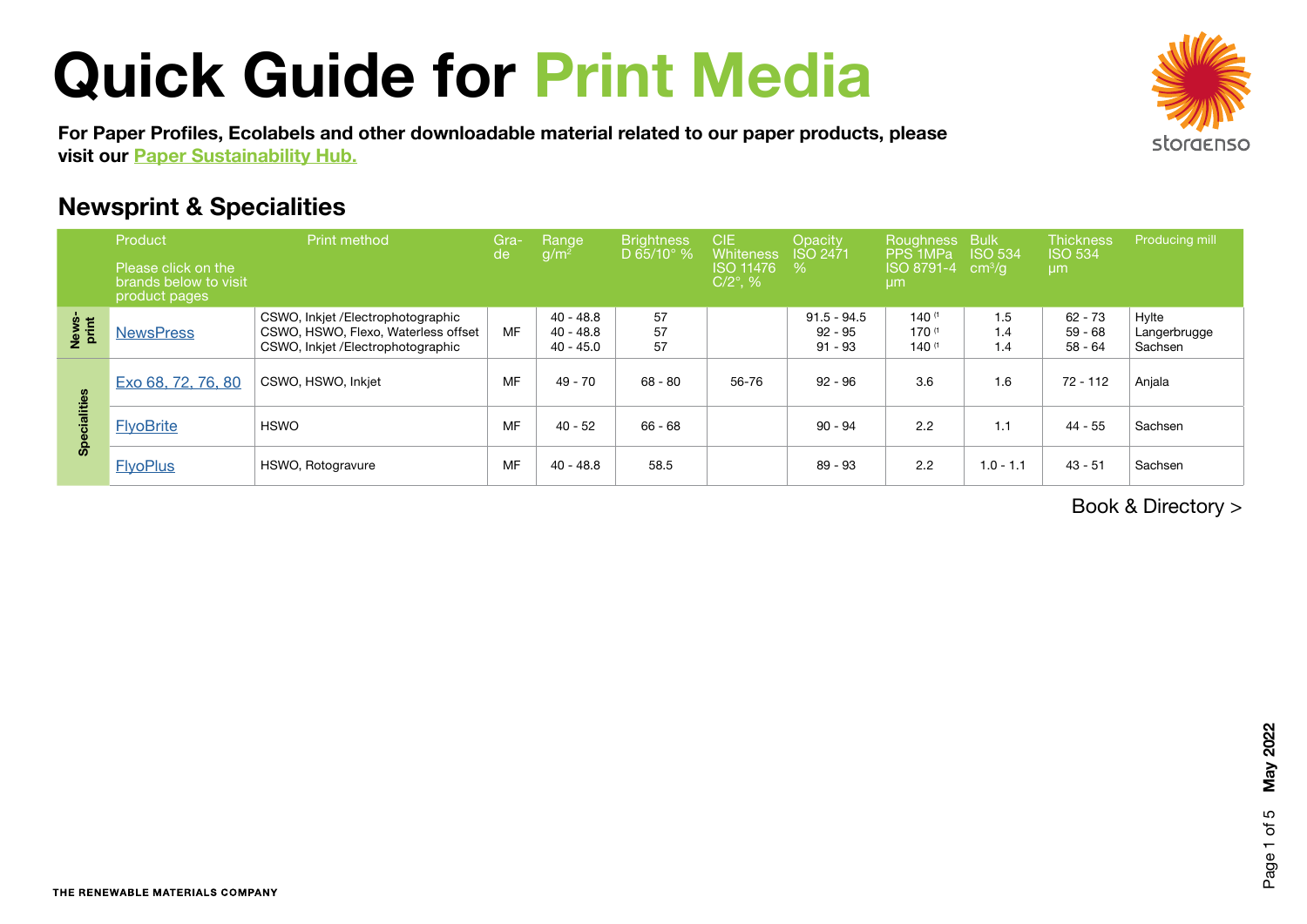# Quick Guide for Print Media

**For Paper Profiles, Ecolabels and other downloadable material related to our paper products, please visit our Paper Sustainability Hub.**

## Newsprint & Specialities

| | Product<br>Please click on the brands below to visit product pages | Print method | Grade | Range g/m² | Brightness D 65/10° % | CIE Whiteness ISO 11476 C/2°, % | Opacity ISO 2471 % | Roughness PPS 1MPa ISO 8791-4 µm | Bulk ISO 534 cm³/g | Thickness ISO 534 µm | Producing mill |
|---|---|---|---|---|---|---|---|---|---|---|---|
| News-print | NewsPress | CSWO, Inkjet /Electrophotographic<br>CSWO, HSWO, Flexo, Waterless offset<br>CSWO, Inkjet /Electrophotographic | MF | 40 - 48.8<br>40 - 48.8<br>40 - 45.0 | 57<br>57<br>57 | | 91.5 - 94.5<br>92 - 95<br>91 - 93 | 140 [1<br>170 [1<br>140 [1 | 1.5<br>1.4<br>1.4 | 62 - 73<br>59 - 68<br>58 - 64 | Hylte<br>Langerbrugge<br>Sachsen |
| Specialities | Exo 68, 72, 76, 80 | CSWO, HSWO, Inkjet | MF | 49 - 70 | 68 - 80 | 56-76 | 92 - 96 | 3.6 | 1.6 | 72 - 112 | Anjala |
| Specialities | FlyoBrite | HSWO | MF | 40 - 52 | 66 - 68 | | 90 - 94 | 2.2 | 1.1 | 44 - 55 | Sachsen |
| Specialities | FlyoPlus | HSWO, Rotogravure | MF | 40 - 48.8 | 58.5 | | 89 - 93 | 2.2 | 1.0 - 1.1 | 43 - 51 | Sachsen |

Book & Directory >

**THE RENEWABLE MATERIALS COMPANY**

**May 2022**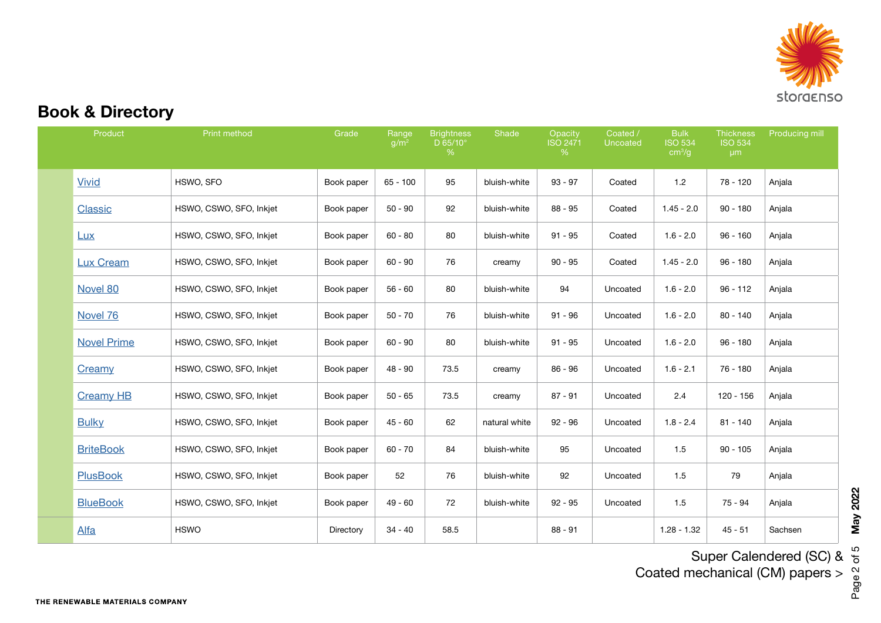## Book & Directory

| Product | Print method | Grade | Range g/m² | Brightness D 65/10° % | Shade | Opacity ISO 2471 % | Coated / Uncoated | Bulk ISO 534 cm³/g | Thickness ISO 534 µm | Producing mill |
|---|---|---|---|---|---|---|---|---|---|---|
| Vivid | HSWO, SFO | Book paper | 65 - 100 | 95 | bluish-white | 93 - 97 | Coated | 1.2 | 78 - 120 | Anjala |
| Classic | HSWO, CSWO, SFO, Inkjet | Book paper | 50 - 90 | 92 | bluish-white | 88 - 95 | Coated | 1.45 - 2.0 | 90 - 180 | Anjala |
| Lux | HSWO, CSWO, SFO, Inkjet | Book paper | 60 - 80 | 80 | bluish-white | 91 - 95 | Coated | 1.6 - 2.0 | 96 - 160 | Anjala |
| Lux Cream | HSWO, CSWO, SFO, Inkjet | Book paper | 60 - 90 | 76 | creamy | 90 - 95 | Coated | 1.45 - 2.0 | 96 - 180 | Anjala |
| Novel 80 | HSWO, CSWO, SFO, Inkjet | Book paper | 56 - 60 | 80 | bluish-white | 94 | Uncoated | 1.6 - 2.0 | 96 - 112 | Anjala |
| Novel 76 | HSWO, CSWO, SFO, Inkjet | Book paper | 50 - 70 | 76 | bluish-white | 91 - 96 | Uncoated | 1.6 - 2.0 | 80 - 140 | Anjala |
| Novel Prime | HSWO, CSWO, SFO, Inkjet | Book paper | 60 - 90 | 80 | bluish-white | 91 - 95 | Uncoated | 1.6 - 2.0 | 96 - 180 | Anjala |
| Creamy | HSWO, CSWO, SFO, Inkjet | Book paper | 48 - 90 | 73.5 | creamy | 86 - 96 | Uncoated | 1.6 - 2.1 | 76 - 180 | Anjala |
| Creamy HB | HSWO, CSWO, SFO, Inkjet | Book paper | 50 - 65 | 73.5 | creamy | 87 - 91 | Uncoated | 2.4 | 120 - 156 | Anjala |
| Bulky | HSWO, CSWO, SFO, Inkjet | Book paper | 45 - 60 | 62 | natural white | 92 - 96 | Uncoated | 1.8 - 2.4 | 81 - 140 | Anjala |
| BriteBook | HSWO, CSWO, SFO, Inkjet | Book paper | 60 - 70 | 84 | bluish-white | 95 | Uncoated | 1.5 | 90 - 105 | Anjala |
| PlusBook | HSWO, CSWO, SFO, Inkjet | Book paper | 52 | 76 | bluish-white | 92 | Uncoated | 1.5 | 79 | Anjala |
| BlueBook | HSWO, CSWO, SFO, Inkjet | Book paper | 49 - 60 | 72 | bluish-white | 92 - 95 | Uncoated | 1.5 | 75 - 94 | Anjala |
| Alfa | HSWO | Directory | 34 - 40 | 58.5 | | 88 - 91 | | 1.28 - 1.32 | 45 - 51 | Sachsen |

Super Calendered (SC) & Coated mechanical (CM) papers >

May 2022

THE RENEWABLE MATERIALS COMPANY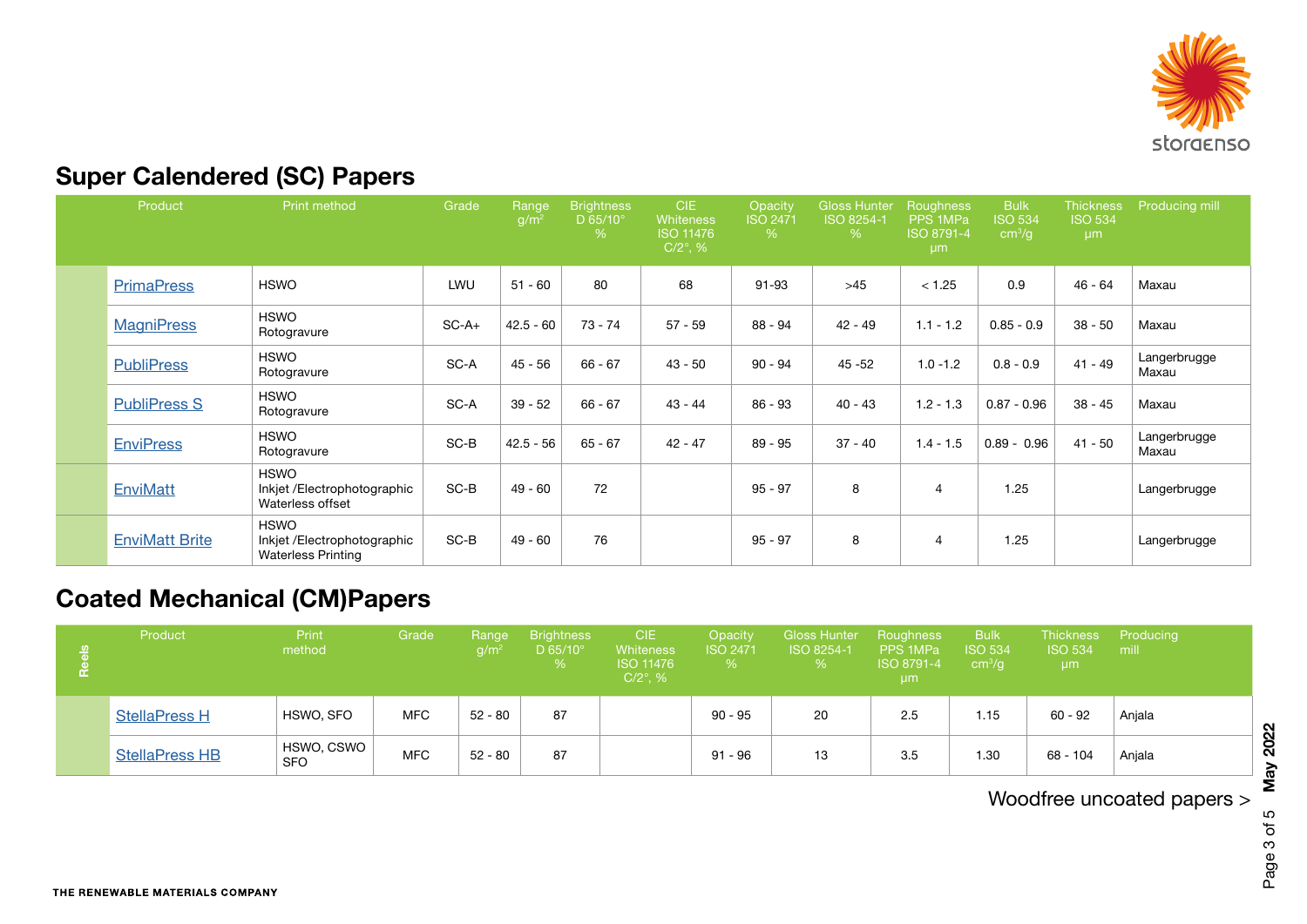## Super Calendered (SC) Papers

| Product | Print method | Grade | Range g/m² | Brightness D 65/10° % | CIE Whiteness ISO 11476 C/2°, % | Opacity ISO 2471 % | Gloss Hunter ISO 8254-1 % | Roughness PPS 1MPa ISO 8791-4 µm | Bulk ISO 534 cm³/g | Thickness ISO 534 µm | Producing mill |
|---|---|---|---|---|---|---|---|---|---|---|---|
| PrimaPress | HSWO | LWU | 51 - 60 | 80 | 68 | 91-93 | >45 | < 1.25 | 0.9 | 46 - 64 | Maxau |
| MagniPress | HSWO Rotogravure | SC-A+ | 42.5 - 60 | 73 - 74 | 57 - 59 | 88 - 94 | 42 - 49 | 1.1 - 1.2 | 0.85 - 0.9 | 38 - 50 | Maxau |
| PubliPress | HSWO Rotogravure | SC-A | 45 - 56 | 66 - 67 | 43 - 50 | 90 - 94 | 45 -52 | 1.0 -1.2 | 0.8 - 0.9 | 41 - 49 | Langerbrugge Maxau |
| PubliPress S | HSWO Rotogravure | SC-A | 39 - 52 | 66 - 67 | 43 - 44 | 86 - 93 | 40 - 43 | 1.2 - 1.3 | 0.87 - 0.96 | 38 - 45 | Maxau |
| EnviPress | HSWO Rotogravure | SC-B | 42.5 - 56 | 65 - 67 | 42 - 47 | 89 - 95 | 37 - 40 | 1.4 - 1.5 | 0.89 - 0.96 | 41 - 50 | Langerbrugge Maxau |
| EnviMatt | HSWO Inkjet /Electrophotographic Waterless offset | SC-B | 49 - 60 | 72 | | 95 - 97 | 8 | 4 | 1.25 | | Langerbrugge |
| EnviMatt Brite | HSWO Inkjet /Electrophotographic Waterless Printing | SC-B | 49 - 60 | 76 | | 95 - 97 | 8 | 4 | 1.25 | | Langerbrugge |

## Coated Mechanical (CM)Papers

| Product | Print method | Grade | Range g/m² | Brightness D 65/10° % | CIE Whiteness ISO 11476 C/2°, % | Opacity ISO 2471 % | Gloss Hunter ISO 8254-1 % | Roughness PPS 1MPa ISO 8791-4 µm | Bulk ISO 534 cm³/g | Thickness ISO 534 µm | Producing mill |
|---|---|---|---|---|---|---|---|---|---|---|---|
| StellaPress H | HSWO, SFO | MFC | 52 - 80 | 87 | | 90 - 95 | 20 | 2.5 | 1.15 | 60 - 92 | Anjala |
| StellaPress HB | HSWO, CSWO SFO | MFC | 52 - 80 | 87 | | 91 - 96 | 13 | 3.5 | 1.30 | 68 - 104 | Anjala |

Reels

Woodfree uncoated papers >

May 2022

THE RENEWABLE MATERIALS COMPANY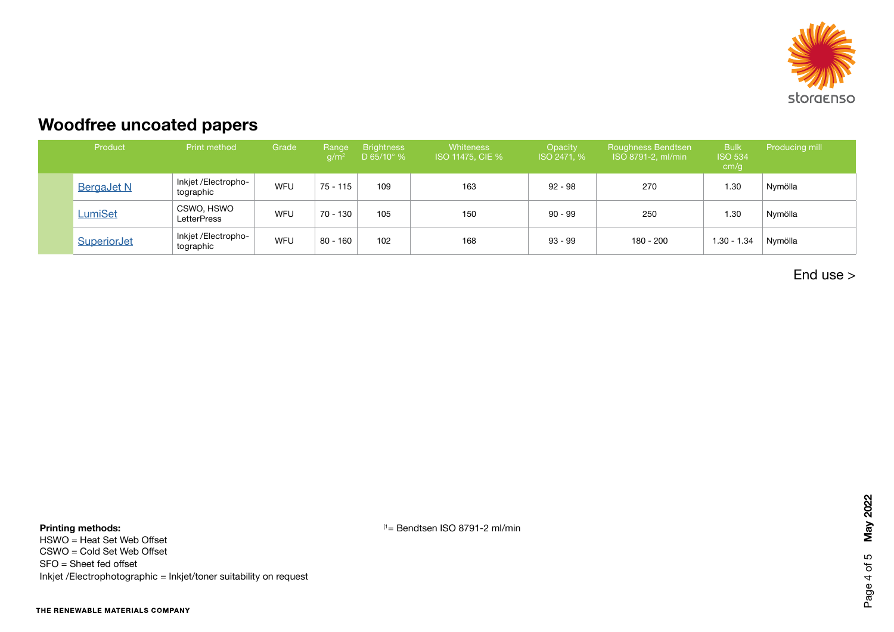# Woodfree uncoated papers

| Product | Print method | Grade | Range g/m² | Brightness D 65/10° % | Whiteness ISO 11475, CIE % | Opacity ISO 2471, % | Roughness Bendtsen ISO 8791-2, ml/min | Bulk ISO 534 cm/g | Producing mill |
|---|---|---|---|---|---|---|---|---|---|
| BergaJet N | Inkjet /Electrophotographic | WFU | 75 - 115 | 109 | 163 | 92 - 98 | 270 | 1.30 | Nymölla |
| LumiSet | CSWO, HSWO LetterPress | WFU | 70 - 130 | 105 | 150 | 90 - 99 | 250 | 1.30 | Nymölla |
| SuperiorJet | Inkjet /Electrophotographic | WFU | 80 - 160 | 102 | 168 | 93 - 99 | 180 - 200 | 1.30 - 1.34 | Nymölla |

End use >

**Printing methods:**
HSWO = Heat Set Web Offset
CSWO = Cold Set Web Offset
SFO = Sheet fed offset
Inkjet /Electrophotographic = Inkjet/toner suitability on request

[1]= Bendtsen ISO 8791-2 ml/min

THE RENEWABLE MATERIALS COMPANY

May 2022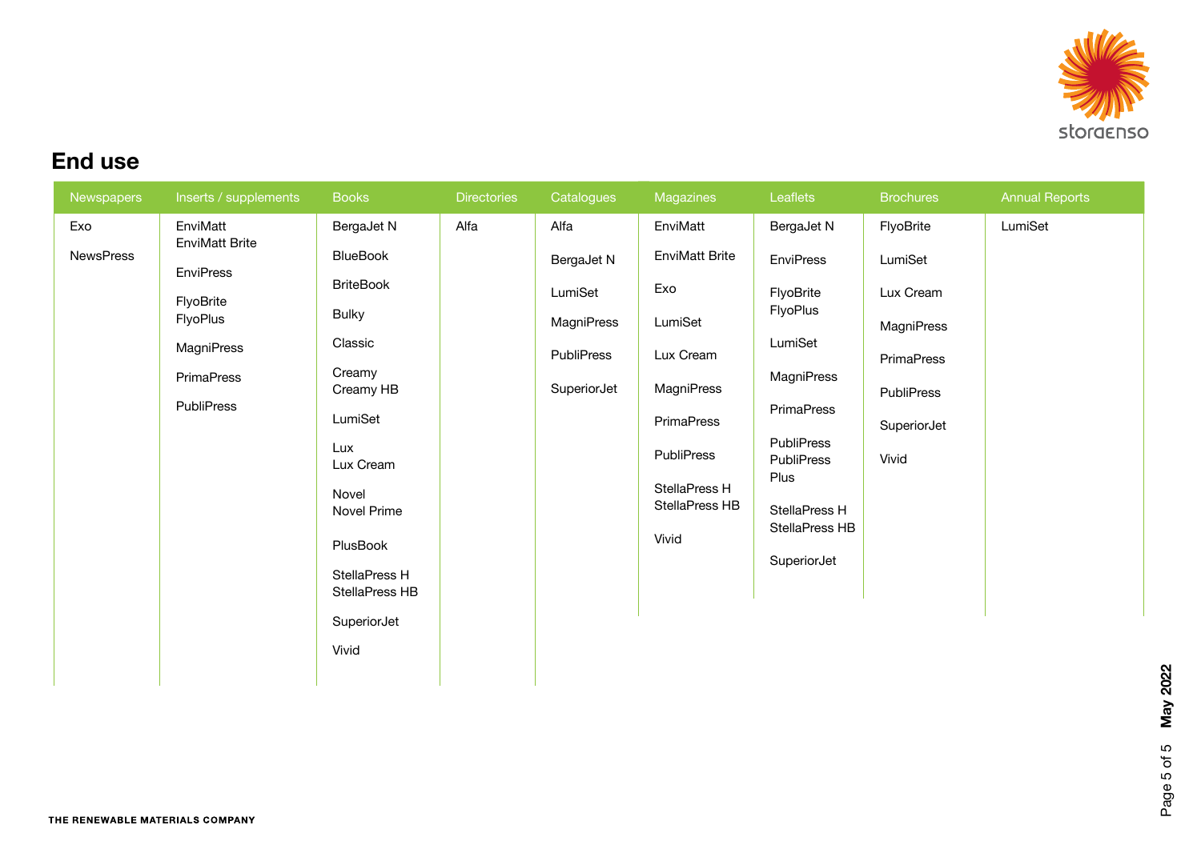## End use

| Newspapers | Inserts / supplements | Books | Directories | Catalogues | Magazines | Leaflets | Brochures | Annual Reports |
|---|---|---|---|---|---|---|---|---|
| Exo | EnviMatt<br>EnviMatt Brite | BergaJet N | Alfa | Alfa | EnviMatt | BergaJet N | FlyoBrite | LumiSet |
| NewsPress | EnviPress | BlueBook | | BergaJet N | EnviMatt Brite | EnviPress | LumiSet | |
| | FlyoBrite<br>FlyoPlus | BriteBook | | LumiSet | Exo | FlyoBrite<br>FlyoPlus | Lux Cream | |
| | MagniPress | Bulky | | MagniPress | LumiSet | LumiSet | MagniPress | |
| | PrimaPress | Classic | | PubliPress | Lux Cream | MagniPress | PrimaPress | |
| | PubliPress | Creamy<br>Creamy HB | | SuperiorJet | MagniPress | PrimaPress | PubliPress | |
| | | LumiSet | | | PrimaPress | PubliPress<br>PubliPress Plus | SuperiorJet | |
| | | Lux<br>Lux Cream | | | PubliPress | StellaPress H<br>StellaPress HB | Vivid | |
| | | Novel<br>Novel Prime | | | StellaPress H<br>StellaPress HB | SuperiorJet | | |
| | | PlusBook | | | Vivid | | | |
| | | StellaPress H<br>StellaPress HB | | | | | | |
| | | SuperiorJet | | | | | | |
| | | Vivid | | | | | | |

THE RENEWABLE MATERIALS COMPANY

May 2022